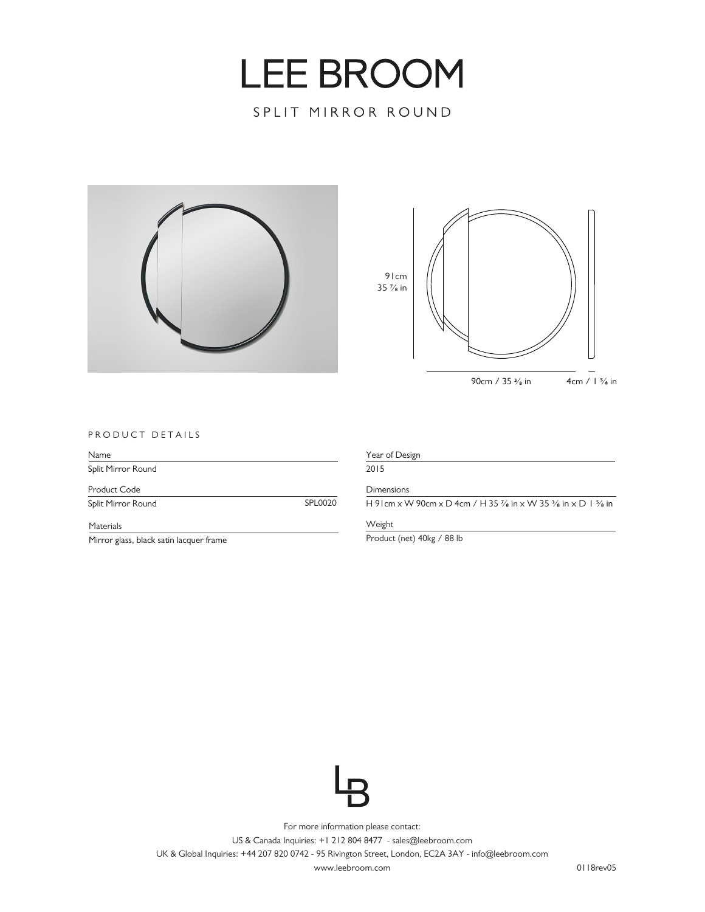# LEE BROOM

## SPLIT MIRROR ROUND

91cm
35 ⅞ in

90cm / 35 ⅜ in

4cm / 1 ⅝ in

### PRODUCT DETAILS

| Name | |
|---|---|
| Split Mirror Round | |

| Product Code | |
|---|---|
| Split Mirror Round | SPL0020 |

| Materials |
|---|
| Mirror glass, black satin lacquer frame |

| Year of Design |
|---|
| 2015 |

| Dimensions |
|---|
| H 91cm x W 90cm x D 4cm / H 35 ⅞ in x W 35 ⅜ in x D 1 ⅝ in |

| Weight |
|---|
| Product (net) 40kg / 88 lb |

For more information please contact:

US & Canada Inquiries: +1 212 804 8477 - sales@leebroom.com

UK & Global Inquiries: +44 207 820 0742 - 95 Rivington Street, London, EC2A 3AY - info@leebroom.com

www.leebroom.com

0118rev05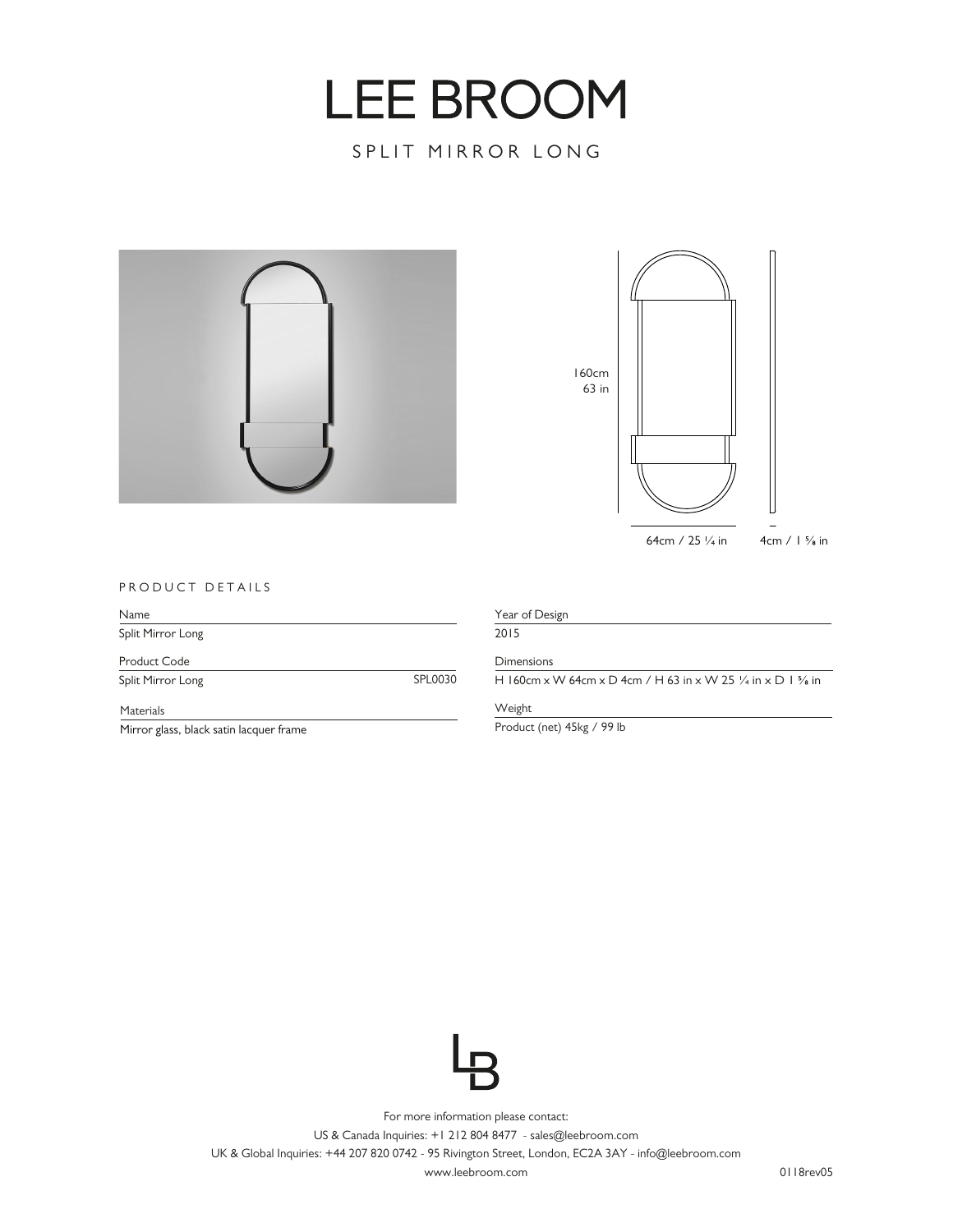# LEE BROOM

## SPLIT MIRROR LONG

160cm
63 in

64cm / 25 ¼ in

4cm / 1 ⅝ in

### PRODUCT DETAILS

| | |
|---|---|
| **Name** | |
| Split Mirror Long | |
| **Product Code** | |
| Split Mirror Long | SPL0030 |
| **Materials** | |
| Mirror glass, black satin lacquer frame | |

| |
|---|
| **Year of Design** |
| 2015 |
| **Dimensions** |
| H 160cm x W 64cm x D 4cm / H 63 in x W 25 ¼ in x D 1 ⅝ in |
| **Weight** |
| Product (net) 45kg / 99 lb |

LB

For more information please contact:

US & Canada Inquiries: +1 212 804 8477 - sales@leebroom.com

UK & Global Inquiries: +44 207 820 0742 - 95 Rivington Street, London, EC2A 3AY - info@leebroom.com

www.leebroom.com

0118rev05